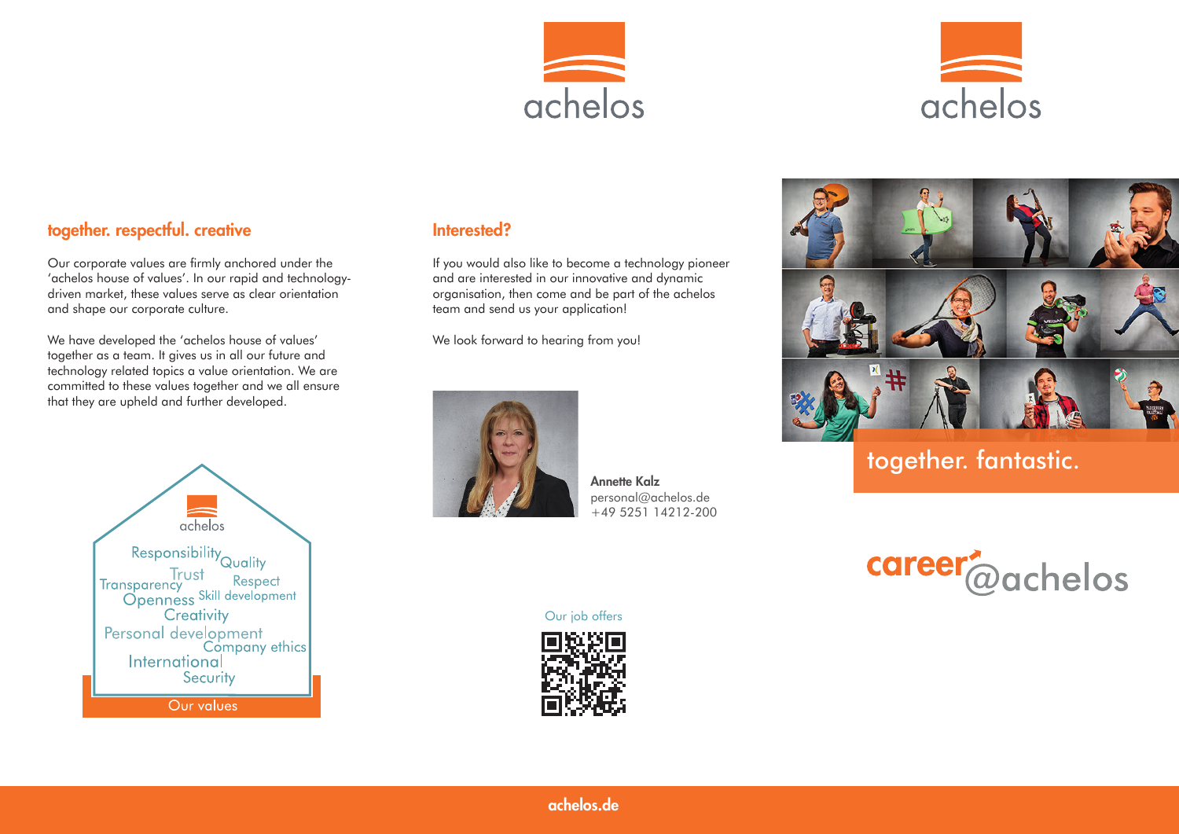## together. respectful. creative

Our corporate values are firmly anchored under the 'achelos house of values'. In our rapid and technology-driven market, these values serve as clear orientation and shape our corporate culture.

We have developed the 'achelos house of values' together as a team. It gives us in all our future and technology related topics a value orientation. We are committed to these values together and we all ensure that they are upheld and further developed.

achelos

Responsibility
Quality
Trust
Transparency
Respect
Openness
Skill development
Creativity
Personal development
Company ethics
International
Security

Our values

## Interested?

If you would also like to become a technology pioneer and are interested in our innovative and dynamic organisation, then come and be part of the achelos team and send us your application!

We look forward to hearing from you!

**Annette Kalz**
personal@achelos.de
+49 5251 14212-200

Our job offers

achelos.de

achelos

together. fantastic.

career@achelos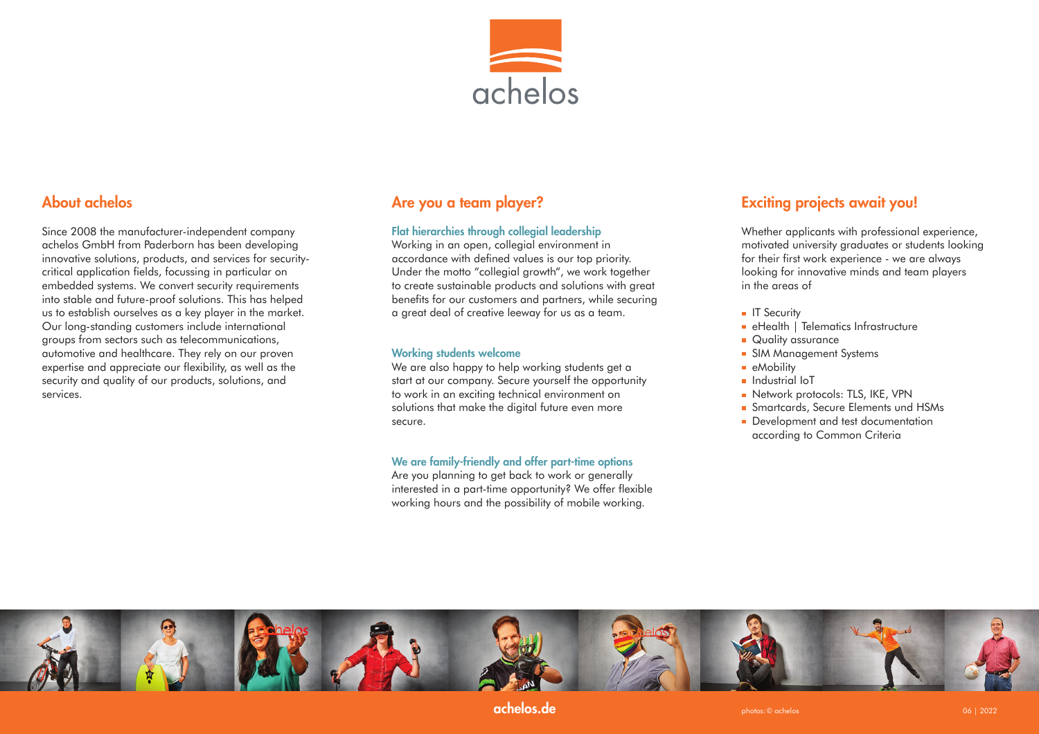achelos

## About achelos

Since 2008 the manufacturer-independent company achelos GmbH from Paderborn has been developing innovative solutions, products, and services for security-critical application fields, focussing in particular on embedded systems. We convert security requirements into stable and future-proof solutions. This has helped us to establish ourselves as a key player in the market. Our long-standing customers include international groups from sectors such as telecommunications, automotive and healthcare. They rely on our proven expertise and appreciate our flexibility, as well as the security and quality of our products, solutions, and services.

## Are you a team player?

### Flat hierarchies through collegial leadership

Working in an open, collegial environment in accordance with defined values is our top priority. Under the motto "collegial growth", we work together to create sustainable products and solutions with great benefits for our customers and partners, while securing a great deal of creative leeway for us as a team.

### Working students welcome

We are also happy to help working students get a start at our company. Secure yourself the opportunity to work in an exciting technical environment on solutions that make the digital future even more secure.

### We are family-friendly and offer part-time options

Are you planning to get back to work or generally interested in a part-time opportunity? We offer flexible working hours and the possibility of mobile working.

## Exciting projects await you!

Whether applicants with professional experience, motivated university graduates or students looking for their first work experience - we are always looking for innovative minds and team players in the areas of

- IT Security
- eHealth | Telematics Infrastructure
- Quality assurance
- SIM Management Systems
- eMobility
- Industrial IoT
- Network protocols: TLS, IKE, VPN
- Smartcards, Secure Elements und HSMs
- Development and test documentation according to Common Criteria

achelos.de

photos: © achelos

06 | 2022